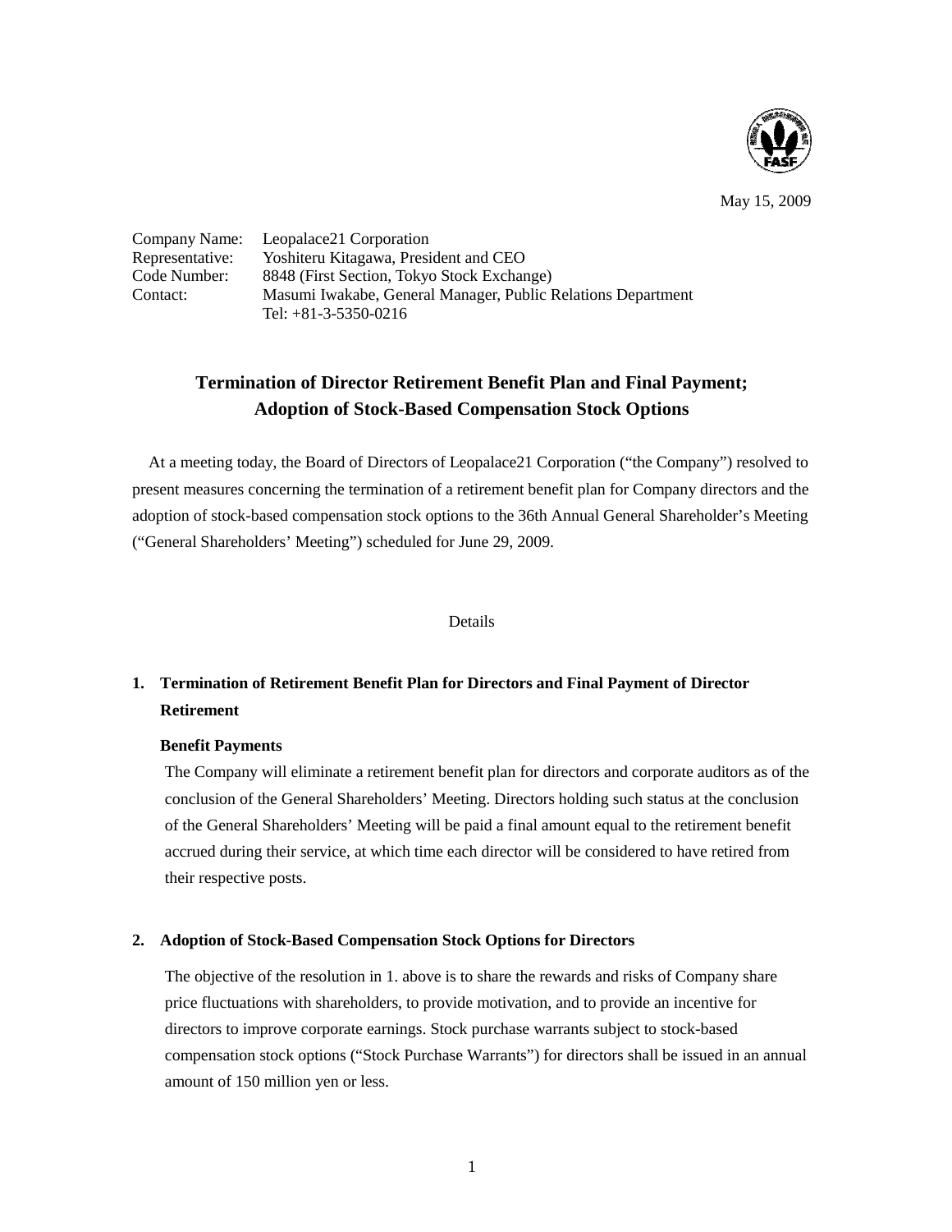May 15, 2009

Company Name: Leopalace21 Corporation
Representative: Yoshiteru Kitagawa, President and CEO
Code Number: 8848 (First Section, Tokyo Stock Exchange)
Contact: Masumi Iwakabe, General Manager, Public Relations Department
Tel: +81-3-5350-0216

# Termination of Director Retirement Benefit Plan and Final Payment; Adoption of Stock-Based Compensation Stock Options

At a meeting today, the Board of Directors of Leopalace21 Corporation ("the Company") resolved to present measures concerning the termination of a retirement benefit plan for Company directors and the adoption of stock-based compensation stock options to the 36th Annual General Shareholder's Meeting ("General Shareholders' Meeting") scheduled for June 29, 2009.

Details

## 1. Termination of Retirement Benefit Plan for Directors and Final Payment of Director Retirement

### Benefit Payments

The Company will eliminate a retirement benefit plan for directors and corporate auditors as of the conclusion of the General Shareholders' Meeting. Directors holding such status at the conclusion of the General Shareholders' Meeting will be paid a final amount equal to the retirement benefit accrued during their service, at which time each director will be considered to have retired from their respective posts.

## 2. Adoption of Stock-Based Compensation Stock Options for Directors

The objective of the resolution in 1. above is to share the rewards and risks of Company share price fluctuations with shareholders, to provide motivation, and to provide an incentive for directors to improve corporate earnings. Stock purchase warrants subject to stock-based compensation stock options ("Stock Purchase Warrants") for directors shall be issued in an annual amount of 150 million yen or less.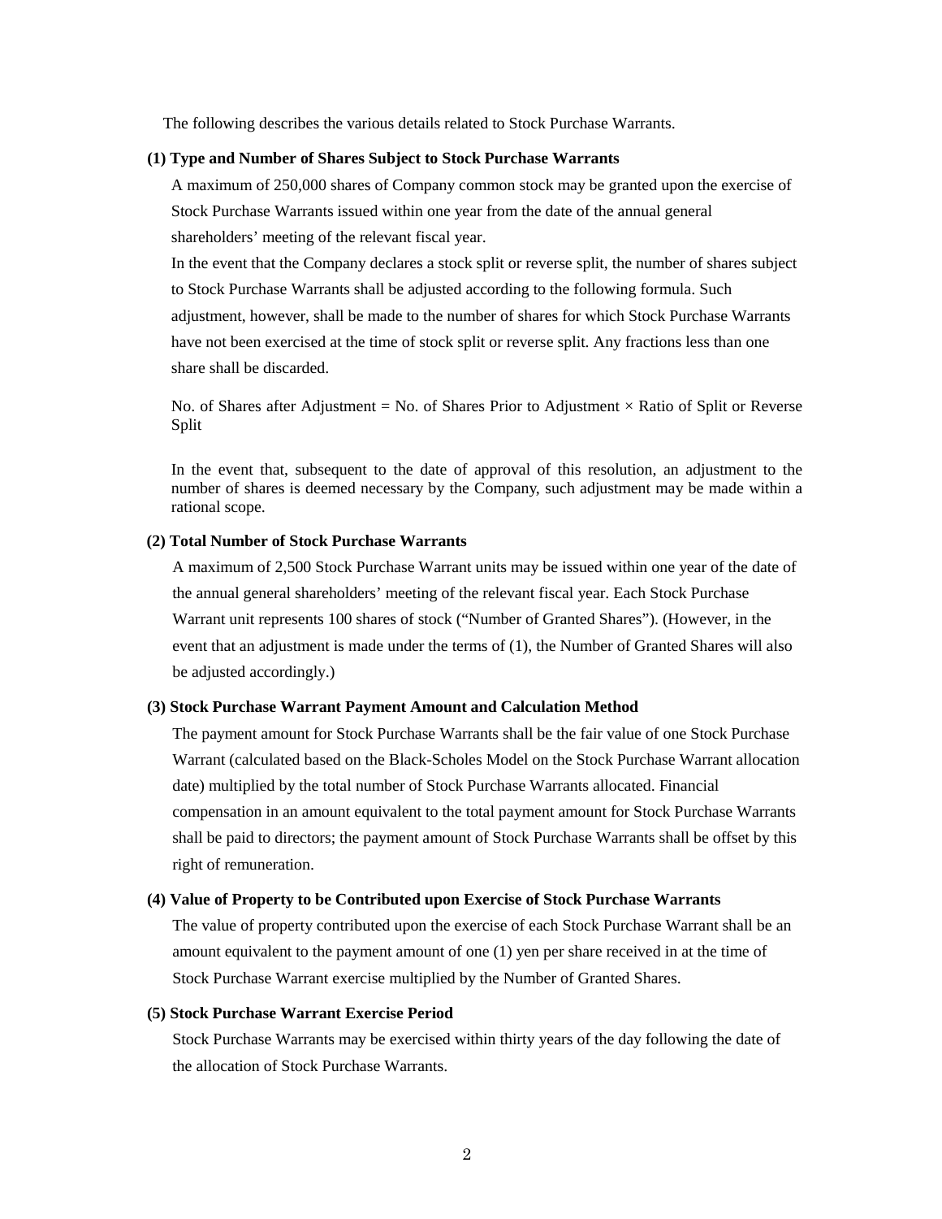The following describes the various details related to Stock Purchase Warrants.

**(1) Type and Number of Shares Subject to Stock Purchase Warrants**

A maximum of 250,000 shares of Company common stock may be granted upon the exercise of Stock Purchase Warrants issued within one year from the date of the annual general shareholders' meeting of the relevant fiscal year.

In the event that the Company declares a stock split or reverse split, the number of shares subject to Stock Purchase Warrants shall be adjusted according to the following formula. Such adjustment, however, shall be made to the number of shares for which Stock Purchase Warrants have not been exercised at the time of stock split or reverse split. Any fractions less than one share shall be discarded.

No. of Shares after Adjustment = No. of Shares Prior to Adjustment × Ratio of Split or Reverse Split

In the event that, subsequent to the date of approval of this resolution, an adjustment to the number of shares is deemed necessary by the Company, such adjustment may be made within a rational scope.

**(2) Total Number of Stock Purchase Warrants**

A maximum of 2,500 Stock Purchase Warrant units may be issued within one year of the date of the annual general shareholders' meeting of the relevant fiscal year. Each Stock Purchase Warrant unit represents 100 shares of stock ("Number of Granted Shares"). (However, in the event that an adjustment is made under the terms of (1), the Number of Granted Shares will also be adjusted accordingly.)

**(3) Stock Purchase Warrant Payment Amount and Calculation Method**

The payment amount for Stock Purchase Warrants shall be the fair value of one Stock Purchase Warrant (calculated based on the Black-Scholes Model on the Stock Purchase Warrant allocation date) multiplied by the total number of Stock Purchase Warrants allocated. Financial compensation in an amount equivalent to the total payment amount for Stock Purchase Warrants shall be paid to directors; the payment amount of Stock Purchase Warrants shall be offset by this right of remuneration.

**(4) Value of Property to be Contributed upon Exercise of Stock Purchase Warrants**

The value of property contributed upon the exercise of each Stock Purchase Warrant shall be an amount equivalent to the payment amount of one (1) yen per share received in at the time of Stock Purchase Warrant exercise multiplied by the Number of Granted Shares.

**(5) Stock Purchase Warrant Exercise Period**

Stock Purchase Warrants may be exercised within thirty years of the day following the date of the allocation of Stock Purchase Warrants.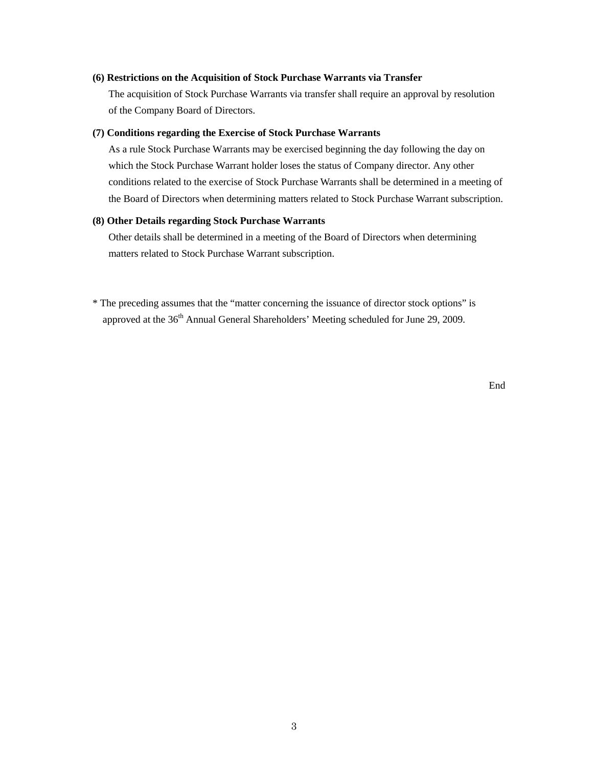**(6) Restrictions on the Acquisition of Stock Purchase Warrants via Transfer**

The acquisition of Stock Purchase Warrants via transfer shall require an approval by resolution of the Company Board of Directors.

**(7) Conditions regarding the Exercise of Stock Purchase Warrants**

As a rule Stock Purchase Warrants may be exercised beginning the day following the day on which the Stock Purchase Warrant holder loses the status of Company director. Any other conditions related to the exercise of Stock Purchase Warrants shall be determined in a meeting of the Board of Directors when determining matters related to Stock Purchase Warrant subscription.

**(8) Other Details regarding Stock Purchase Warrants**

Other details shall be determined in a meeting of the Board of Directors when determining matters related to Stock Purchase Warrant subscription.

* The preceding assumes that the "matter concerning the issuance of director stock options" is approved at the 36th Annual General Shareholders' Meeting scheduled for June 29, 2009.

End